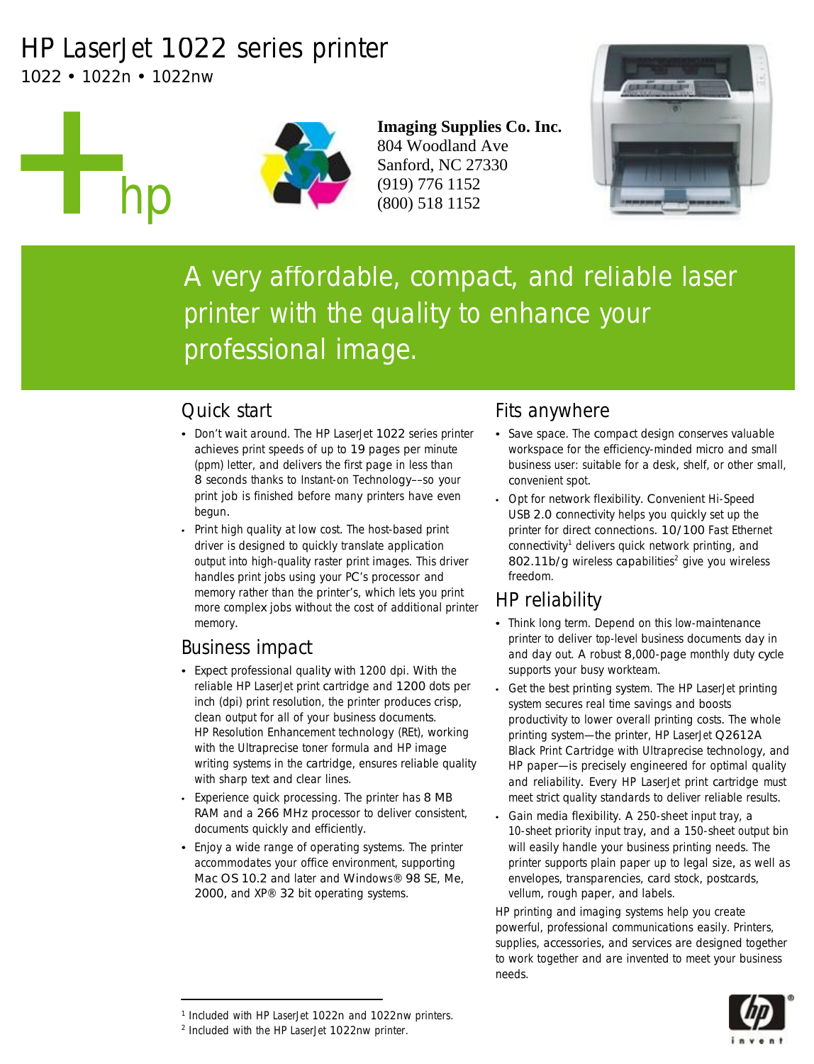# HP LaserJet 1022 series printer

1022 • 1022n • 1022nw

**Imaging Supplies Co. Inc.**
804 Woodland Ave
Sanford, NC 27330
(919) 776 1152
(800) 518 1152

## A very affordable, compact, and reliable laser printer with the quality to enhance your professional image.

### Quick start

- Don't wait around. The HP LaserJet 1022 series printer achieves print speeds of up to 19 pages per minute (ppm) letter, and delivers the first page in less than 8 seconds thanks to Instant-on Technology––so your print job is finished before many printers have even begun.
- Print high quality at low cost. The host-based print driver is designed to quickly translate application output into high-quality raster print images. This driver handles print jobs using your PC's processor and memory rather than the printer's, which lets you print more complex jobs without the cost of additional printer memory.

### Business impact

- Expect professional quality with 1200 dpi. With the reliable HP LaserJet print cartridge and 1200 dots per inch (dpi) print resolution, the printer produces crisp, clean output for all of your business documents. HP Resolution Enhancement technology (REt), working with the Ultraprecise toner formula and HP image writing systems in the cartridge, ensures reliable quality with sharp text and clear lines.
- Experience quick processing. The printer has 8 MB RAM and a 266 MHz processor to deliver consistent, documents quickly and efficiently.
- Enjoy a wide range of operating systems. The printer accommodates your office environment, supporting Mac OS 10.2 and later and Windows® 98 SE, Me, 2000, and XP® 32 bit operating systems.

### Fits anywhere

- Save space. The compact design conserves valuable workspace for the efficiency-minded micro and small business user: suitable for a desk, shelf, or other small, convenient spot.
- Opt for network flexibility. Convenient Hi-Speed USB 2.0 connectivity helps you quickly set up the printer for direct connections. 10/100 Fast Ethernet connectivity[1] delivers quick network printing, and 802.11b/g wireless capabilities[2] give you wireless freedom.

### HP reliability

- Think long term. Depend on this low-maintenance printer to deliver top-level business documents day in and day out. A robust 8,000-page monthly duty cycle supports your busy workteam.
- Get the best printing system. The HP LaserJet printing system secures real time savings and boosts productivity to lower overall printing costs. The whole printing system—the printer, HP LaserJet Q2612A Black Print Cartridge with Ultraprecise technology, and HP paper—is precisely engineered for optimal quality and reliability. Every HP LaserJet print cartridge must meet strict quality standards to deliver reliable results.
- Gain media flexibility. A 250-sheet input tray, a 10-sheet priority input tray, and a 150-sheet output bin will easily handle your business printing needs. The printer supports plain paper up to legal size, as well as envelopes, transparencies, card stock, postcards, vellum, rough paper, and labels.

HP printing and imaging systems help you create powerful, professional communications easily. Printers, supplies, accessories, and services are designed together to work together and are invented to meet your business needs.

---

[1] Included with HP LaserJet 1022n and 1022nw printers.
[2] Included with the HP LaserJet 1022nw printer.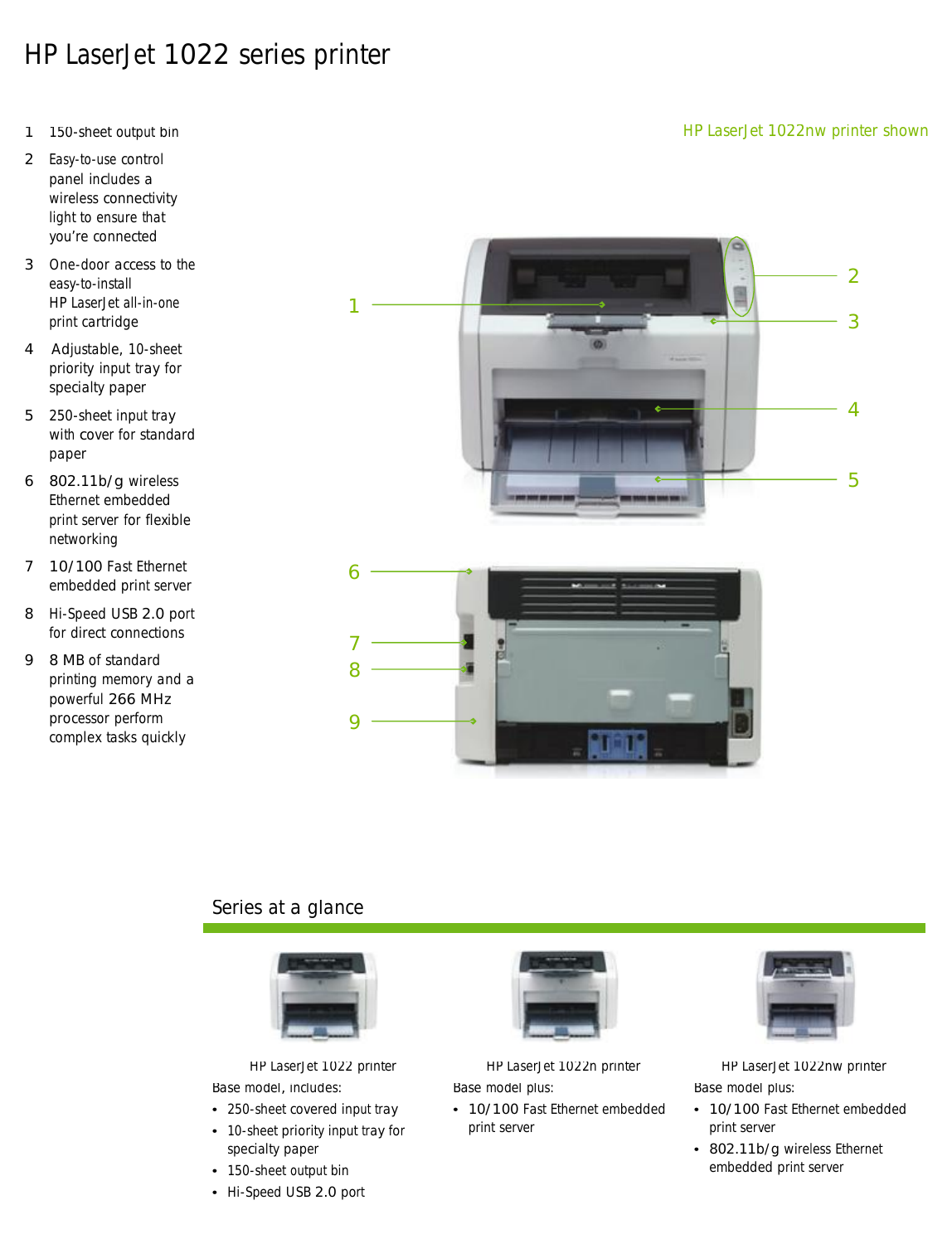# HP LaserJet 1022 series printer

1. 150-sheet output bin
2. Easy-to-use control panel includes a wireless connectivity light to ensure that you're connected
3. One-door access to the easy-to-install HP LaserJet all-in-one print cartridge
4. Adjustable, 10-sheet priority input tray for specialty paper
5. 250-sheet input tray with cover for standard paper
6. 802.11b/g wireless Ethernet embedded print server for flexible networking
7. 10/100 Fast Ethernet embedded print server
8. Hi-Speed USB 2.0 port for direct connections
9. 8 MB of standard printing memory and a powerful 266 MHz processor perform complex tasks quickly

HP LaserJet 1022nw printer shown

## Series at a glance

**HP LaserJet 1022 printer**

Base model, includes:

- 250-sheet covered input tray
- 10-sheet priority input tray for specialty paper
- 150-sheet output bin
- Hi-Speed USB 2.0 port

**HP LaserJet 1022n printer**

Base model plus:

- 10/100 Fast Ethernet embedded print server

**HP LaserJet 1022nw printer**

Base model plus:

- 10/100 Fast Ethernet embedded print server
- 802.11b/g wireless Ethernet embedded print server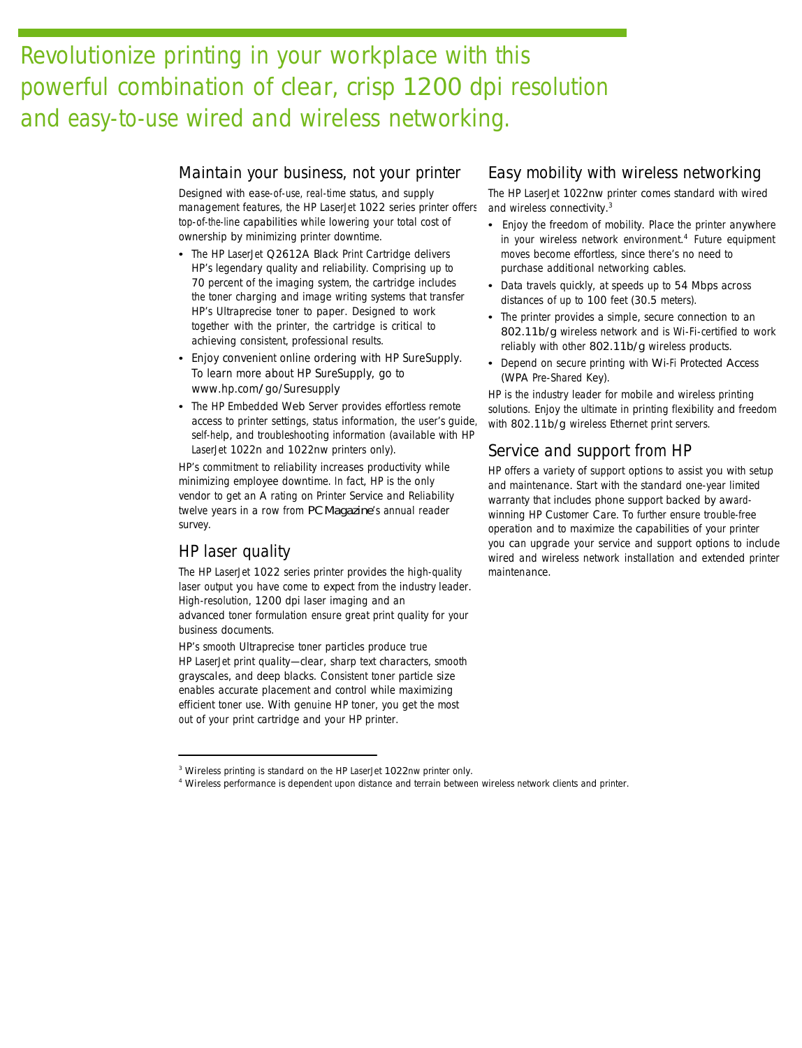# Revolutionize printing in your workplace with this powerful combination of clear, crisp 1200 dpi resolution and easy-to-use wired and wireless networking.

## Maintain your business, not your printer

Designed with ease-of-use, real-time status, and supply management features, the HP LaserJet 1022 series printer offers top-of-the-line capabilities while lowering your total cost of ownership by minimizing printer downtime.

- The HP LaserJet Q2612A Black Print Cartridge delivers HP's legendary quality and reliability. Comprising up to 70 percent of the imaging system, the cartridge includes the toner charging and image writing systems that transfer HP's Ultraprecise toner to paper. Designed to work together with the printer, the cartridge is critical to achieving consistent, professional results.
- Enjoy convenient online ordering with HP SureSupply. To learn more about HP SureSupply, go to www.hp.com/go/Suresupply
- The HP Embedded Web Server provides effortless remote access to printer settings, status information, the user's guide, self-help, and troubleshooting information (available with HP LaserJet 1022n and 1022nw printers only).

HP's commitment to reliability increases productivity while minimizing employee downtime. In fact, HP is the only vendor to get an A rating on Printer Service and Reliability twelve years in a row from *PC Magazine*'s annual reader survey.

## HP laser quality

The HP LaserJet 1022 series printer provides the high-quality laser output you have come to expect from the industry leader. High-resolution, 1200 dpi laser imaging and an advanced toner formulation ensure great print quality for your business documents.

HP's smooth Ultraprecise toner particles produce true HP LaserJet print quality—clear, sharp text characters, smooth grayscales, and deep blacks. Consistent toner particle size enables accurate placement and control while maximizing efficient toner use. With genuine HP toner, you get the most out of your print cartridge and your HP printer.

## Easy mobility with wireless networking

The HP LaserJet 1022nw printer comes standard with wired and wireless connectivity.[3]

- Enjoy the freedom of mobility. Place the printer anywhere in your wireless network environment.[4] Future equipment moves become effortless, since there's no need to purchase additional networking cables.
- Data travels quickly, at speeds up to 54 Mbps across distances of up to 100 feet (30.5 meters).
- The printer provides a simple, secure connection to an 802.11b/g wireless network and is Wi-Fi-certified to work reliably with other 802.11b/g wireless products.
- Depend on secure printing with Wi-Fi Protected Access (WPA Pre-Shared Key).

HP is the industry leader for mobile and wireless printing solutions. Enjoy the ultimate in printing flexibility and freedom with 802.11b/g wireless Ethernet print servers.

## Service and support from HP

HP offers a variety of support options to assist you with setup and maintenance. Start with the standard one-year limited warranty that includes phone support backed by award-winning HP Customer Care. To further ensure trouble-free operation and to maximize the capabilities of your printer you can upgrade your service and support options to include wired and wireless network installation and extended printer maintenance.

---

[3] Wireless printing is standard on the HP LaserJet 1022nw printer only.

[4] Wireless performance is dependent upon distance and terrain between wireless network clients and printer.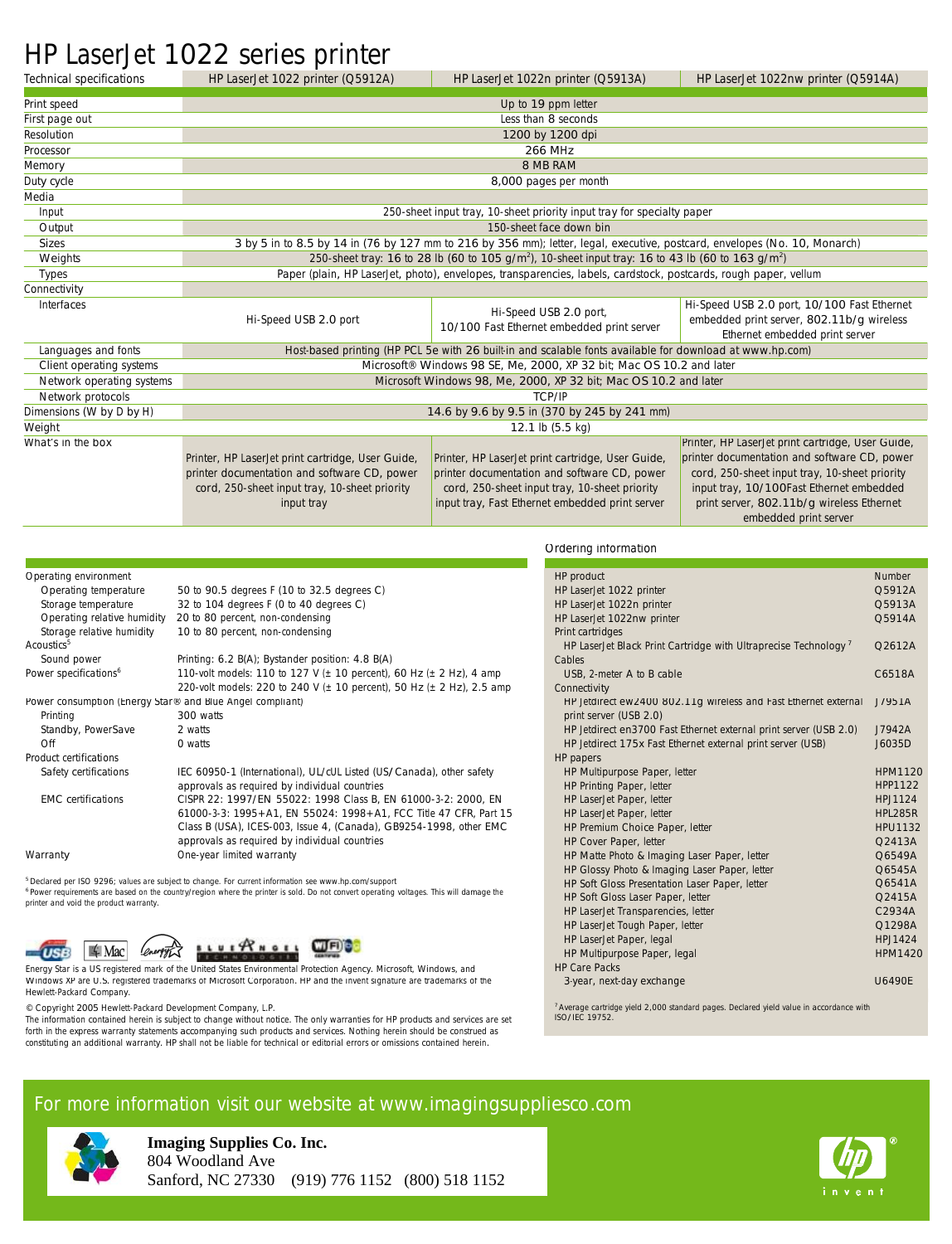# HP LaserJet 1022 series printer

| Technical specifications | HP LaserJet 1022 printer (Q5912A) | HP LaserJet 1022n printer (Q5913A) | HP LaserJet 1022nw printer (Q5914A) |
|---|---|---|---|
| Print speed | Up to 19 ppm letter | | |
| First page out | Less than 8 seconds | | |
| Resolution | 1200 by 1200 dpi | | |
| Processor | 266 MHz | | |
| Memory | 8 MB RAM | | |
| Duty cycle | 8,000 pages per month | | |
| Media | | | |
| Input | 250-sheet input tray, 10-sheet priority input tray for specialty paper | | |
| Output | 150-sheet face down bin | | |
| Sizes | 3 by 5 in to 8.5 by 14 in (76 by 127 mm to 216 by 356 mm); letter, legal, executive, postcard, envelopes (No. 10, Monarch) | | |
| Weights | 250-sheet tray: 16 to 28 lb (60 to 105 g/m²), 10-sheet input tray: 16 to 43 lb (60 to 163 g/m²) | | |
| Types | Paper (plain, HP LaserJet, photo), envelopes, transparencies, labels, cardstock, postcards, rough paper, vellum | | |
| Connectivity | | | |
| Interfaces | Hi-Speed USB 2.0 port | Hi-Speed USB 2.0 port, 10/100 Fast Ethernet embedded print server | Hi-Speed USB 2.0 port, 10/100 Fast Ethernet embedded print server, 802.11b/g wireless Ethernet embedded print server |
| Languages and fonts | Host-based printing (HP PCL 5e with 26 built-in and scalable fonts available for download at www.hp.com) | | |
| Client operating systems | Microsoft® Windows 98 SE, Me, 2000, XP 32 bit; Mac OS 10.2 and later | | |
| Network operating systems | Microsoft Windows 98, Me, 2000, XP 32 bit; Mac OS 10.2 and later | | |
| Network protocols | TCP/IP | | |
| Dimensions (W by D by H) | 14.6 by 9.6 by 9.5 in (370 by 245 by 241 mm) | | |
| Weight | 12.1 lb (5.5 kg) | | |
| What's in the box | Printer, HP LaserJet print cartridge, User Guide, printer documentation and software CD, power cord, 250-sheet input tray, 10-sheet priority input tray | Printer, HP LaserJet print cartridge, User Guide, printer documentation and software CD, power cord, 250-sheet input tray, 10-sheet priority input tray, Fast Ethernet embedded print server | Printer, HP LaserJet print cartridge, User Guide, printer documentation and software CD, power cord, 250-sheet input tray, 10-sheet priority input tray, 10/100Fast Ethernet embedded print server, 802.11b/g wireless Ethernet embedded print server |

| | |
|---|---|
| Operating environment | |
| Operating temperature | 50 to 90.5 degrees F (10 to 32.5 degrees C) |
| Storage temperature | 32 to 104 degrees F (0 to 40 degrees C) |
| Operating relative humidity | 20 to 80 percent, non-condensing |
| Storage relative humidity | 10 to 80 percent, non-condensing |
| Acoustics[5] | |
| Sound power | Printing: 6.2 B(A); Bystander position: 4.8 B(A) |
| Power specifications[6] | 110-volt models: 110 to 127 V (± 10 percent), 60 Hz (± 2 Hz), 4 amp<br>220-volt models: 220 to 240 V (± 10 percent), 50 Hz (± 2 Hz), 2.5 amp |
| Power consumption (Energy Star® and Blue Angel compliant) | |
| Printing | 300 watts |
| Standby, PowerSave | 2 watts |
| Off | 0 watts |
| Product certifications | |
| Safety certifications | IEC 60950-1 (International), UL/cUL Listed (US/Canada), other safety approvals as required by individual countries |
| EMC certifications | CISPR 22: 1997/EN 55022: 1998 Class B, EN 61000-3-2: 2000, EN 61000-3-3: 1995+A1, EN 55024: 1998+A1, FCC Title 47 CFR, Part 15 Class B (USA), ICES-003, Issue 4, (Canada), GB9254-1998, other EMC approvals as required by individual countries |
| Warranty | One-year limited warranty |

[5] Declared per ISO 9296; values are subject to change. For current information see www.hp.com/support
[6] Power requirements are based on the country/region where the printer is sold. Do not convert operating voltages. This will damage the printer and void the product warranty.

Energy Star is a US registered mark of the United States Environmental Protection Agency. Microsoft, Windows, and Windows XP are U.S. registered trademarks of Microsoft Corporation. HP and the invent signature are trademarks of the Hewlett-Packard Company.

© Copyright 2005 Hewlett-Packard Development Company, L.P.
The information contained herein is subject to change without notice. The only warranties for HP products and services are set forth in the express warranty statements accompanying such products and services. Nothing herein should be construed as constituting an additional warranty. HP shall not be liable for technical or editorial errors or omissions contained herein.

## Ordering information

| HP product | Number |
|---|---|
| HP LaserJet 1022 printer | Q5912A |
| HP LaserJet 1022n printer | Q5913A |
| HP LaserJet 1022nw printer | Q5914A |
| Print cartridges | |
| HP LaserJet Black Print Cartridge with Ultraprecise Technology[7] | Q2612A |
| Cables | |
| USB, 2-meter A to B cable | C6518A |
| Connectivity | |
| HP Jetdirect ew2400 802.11g wireless and Fast Ethernet external print server (USB 2.0) | J7951A |
| HP Jetdirect en3700 Fast Ethernet external print server (USB 2.0) | J7942A |
| HP Jetdirect 175x Fast Ethernet external print server (USB) | J6035D |
| HP papers | |
| HP Multipurpose Paper, letter | HPM1120 |
| HP Printing Paper, letter | HPP1122 |
| HP LaserJet Paper, letter | HPJ1124 |
| HP LaserJet Paper, letter | HPL285R |
| HP Premium Choice Paper, letter | HPU1132 |
| HP Cover Paper, letter | Q2413A |
| HP Matte Photo & Imaging Laser Paper, letter | Q6549A |
| HP Glossy Photo & Imaging Laser Paper, letter | Q6545A |
| HP Soft Gloss Presentation Laser Paper, letter | Q6541A |
| HP Soft Gloss Laser Paper, letter | Q2415A |
| HP LaserJet Transparencies, letter | C2934A |
| HP LaserJet Tough Paper, letter | Q1298A |
| HP LaserJet Paper, legal | HPJ1424 |
| HP Multipurpose Paper, legal | HPM1420 |
| HP Care Packs | |
| 3-year, next-day exchange | U6490E |

[7] Average cartridge yield 2,000 standard pages. Declared yield value in accordance with ISO/IEC 19752.

For more information visit our website at www.imagingsuppliesco.com

**Imaging Supplies Co. Inc.**
804 Woodland Ave
Sanford, NC 27330 (919) 776 1152 (800) 518 1152

invent